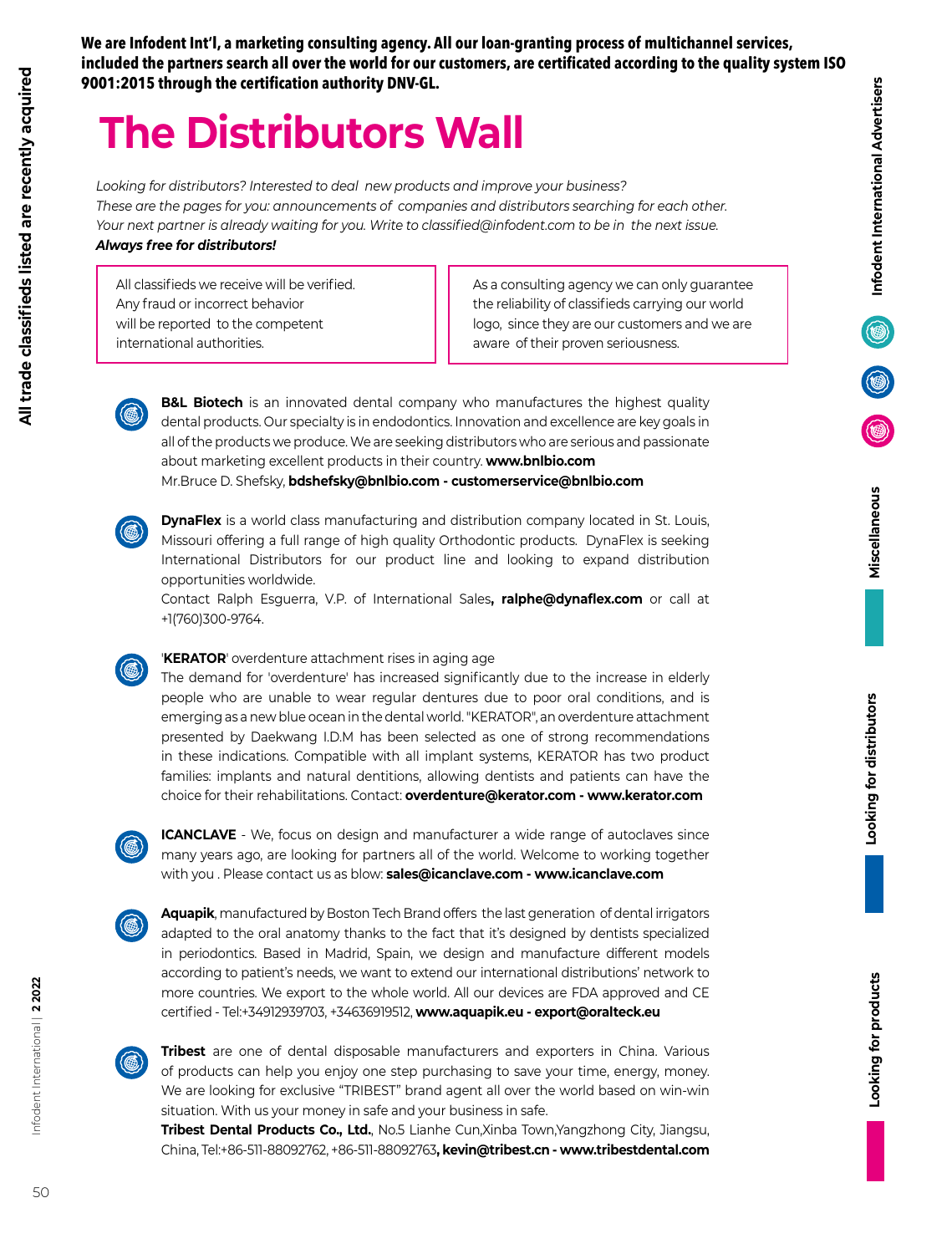**We are Infodent Int'l, a marketing consulting agency. All our loan-granting process of multichannel services, included the partners search all over the world for our customers, are certificated according to the quality system ISO 9001:2015 through the certification authority DNV-GL.**

# The Distributors Wall

*Looking for distributors? Interested to deal new products and improve your business?*
*These are the pages for you: announcements of companies and distributors searching for each other.*
*Your next partner is already waiting for you. Write to classified@infodent.com to be in the next issue.*
***Always free for distributors!***

All classifieds we receive will be verified. Any fraud or incorrect behavior will be reported to the competent international authorities.

As a consulting agency we can only guarantee the reliability of classifieds carrying our world logo, since they are our customers and we are aware of their proven seriousness.

**B&L Biotech** is an innovated dental company who manufactures the highest quality dental products. Our specialty is in endodontics. Innovation and excellence are key goals in all of the products we produce. We are seeking distributors who are serious and passionate about marketing excellent products in their country. **www.bnlbio.com**
Mr.Bruce D. Shefsky, **bdshefsky@bnlbio.com - customerservice@bnlbio.com**

**DynaFlex** is a world class manufacturing and distribution company located in St. Louis, Missouri offering a full range of high quality Orthodontic products. DynaFlex is seeking International Distributors for our product line and looking to expand distribution opportunities worldwide.
Contact Ralph Esguerra, V.P. of International Sales**, ralphe@dynaflex.com** or call at +1(760)300-9764.

'**KERATOR**' overdenture attachment rises in aging age
The demand for 'overdenture' has increased significantly due to the increase in elderly people who are unable to wear regular dentures due to poor oral conditions, and is emerging as a new blue ocean in the dental world. "KERATOR", an overdenture attachment presented by Daekwang I.D.M has been selected as one of strong recommendations in these indications. Compatible with all implant systems, KERATOR has two product families: implants and natural dentitions, allowing dentists and patients can have the choice for their rehabilitations. Contact: **overdenture@kerator.com - www.kerator.com**

**ICANCLAVE** - We, focus on design and manufacturer a wide range of autoclaves since many years ago, are looking for partners all of the world. Welcome to working together with you . Please contact us as blow: **sales@icanclave.com - www.icanclave.com**

**Aquapik**, manufactured by Boston Tech Brand offers the last generation of dental irrigators adapted to the oral anatomy thanks to the fact that it's designed by dentists specialized in periodontics. Based in Madrid, Spain, we design and manufacture different models according to patient's needs, we want to extend our international distributions' network to more countries. We export to the whole world. All our devices are FDA approved and CE certified - Tel:+34912939703, +34636919512, **www.aquapik.eu - export@oralteck.eu**

**Tribest** are one of dental disposable manufacturers and exporters in China. Various of products can help you enjoy one step purchasing to save your time, energy, money. We are looking for exclusive "TRIBEST" brand agent all over the world based on win-win situation. With us your money in safe and your business in safe.
**Tribest Dental Products Co., Ltd.**, No.5 Lianhe Cun,Xinba Town,Yangzhong City, Jiangsu, China, Tel:+86-511-88092762, +86-511-88092763**, kevin@tribest.cn - www.tribestdental.com**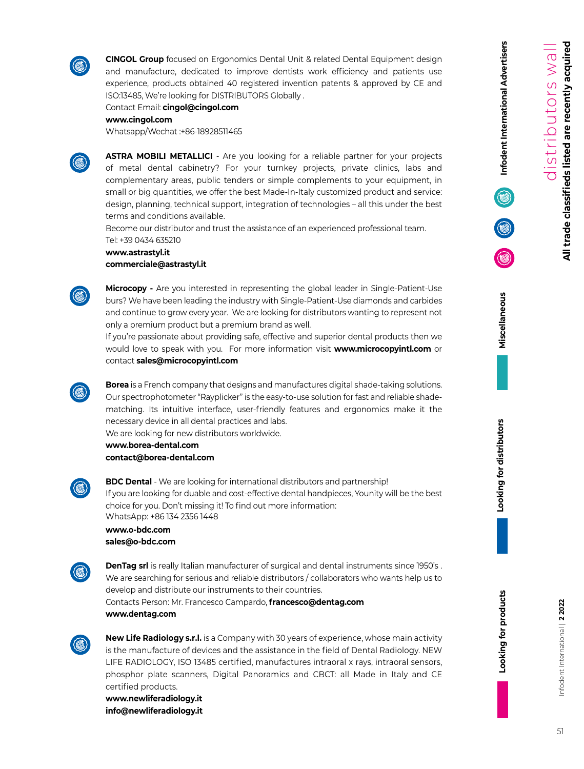**CINGOL Group** focused on Ergonomics Dental Unit & related Dental Equipment design and manufacture, dedicated to improve dentists work efficiency and patients use experience, products obtained 40 registered invention patents & approved by CE and ISO:13485, We're looking for DISTRIBUTORS Globally .
Contact Email: **cingol@cingol.com**
**www.cingol.com**
Whatsapp/Wechat :+86-18928511465

**ASTRA MOBILI METALLICI** - Are you looking for a reliable partner for your projects of metal dental cabinetry? For your turnkey projects, private clinics, labs and complementary areas, public tenders or simple complements to your equipment, in small or big quantities, we offer the best Made-In-Italy customized product and service: design, planning, technical support, integration of technologies – all this under the best terms and conditions available.
Become our distributor and trust the assistance of an experienced professional team.
Tel: +39 0434 635210
**www.astrastyl.it**
**commerciale@astrastyl.it**

**Microcopy -** Are you interested in representing the global leader in Single-Patient-Use burs? We have been leading the industry with Single-Patient-Use diamonds and carbides and continue to grow every year. We are looking for distributors wanting to represent not only a premium product but a premium brand as well.
If you're passionate about providing safe, effective and superior dental products then we would love to speak with you. For more information visit **www.microcopyintl.com** or contact **sales@microcopyintl.com**

**Borea** is a French company that designs and manufactures digital shade-taking solutions. Our spectrophotometer "Rayplicker" is the easy-to-use solution for fast and reliable shade-matching. Its intuitive interface, user-friendly features and ergonomics make it the necessary device in all dental practices and labs.
We are looking for new distributors worldwide.
**www.borea-dental.com**
**contact@borea-dental.com**

**BDC Dental** - We are looking for international distributors and partnership!
If you are looking for duable and cost-effective dental handpieces, Younity will be the best choice for you. Don't missing it! To find out more information:
WhatsApp: +86 134 2356 1448
**www.o-bdc.com**
**sales@o-bdc.com**

**DenTag srl** is really Italian manufacturer of surgical and dental instruments since 1950's . We are searching for serious and reliable distributors / collaborators who wants help us to develop and distribute our instruments to their countries.
Contacts Person: Mr. Francesco Campardo, **francesco@dentag.com**
**www.dentag.com**

**New Life Radiology s.r.l.** is a Company with 30 years of experience, whose main activity is the manufacture of devices and the assistance in the field of Dental Radiology. NEW LIFE RADIOLOGY, ISO 13485 certified, manufactures intraoral x rays, intraoral sensors, phosphor plate scanners, Digital Panoramics and CBCT: all Made in Italy and CE certified products.
**www.newliferadiology.it**
**info@newliferadiology.it**

distributors wall
**All trade classifieds listed are recently acquired**

**Infodent International Advertisers**
**Miscellaneous**
**Looking for distributors**
**Looking for products**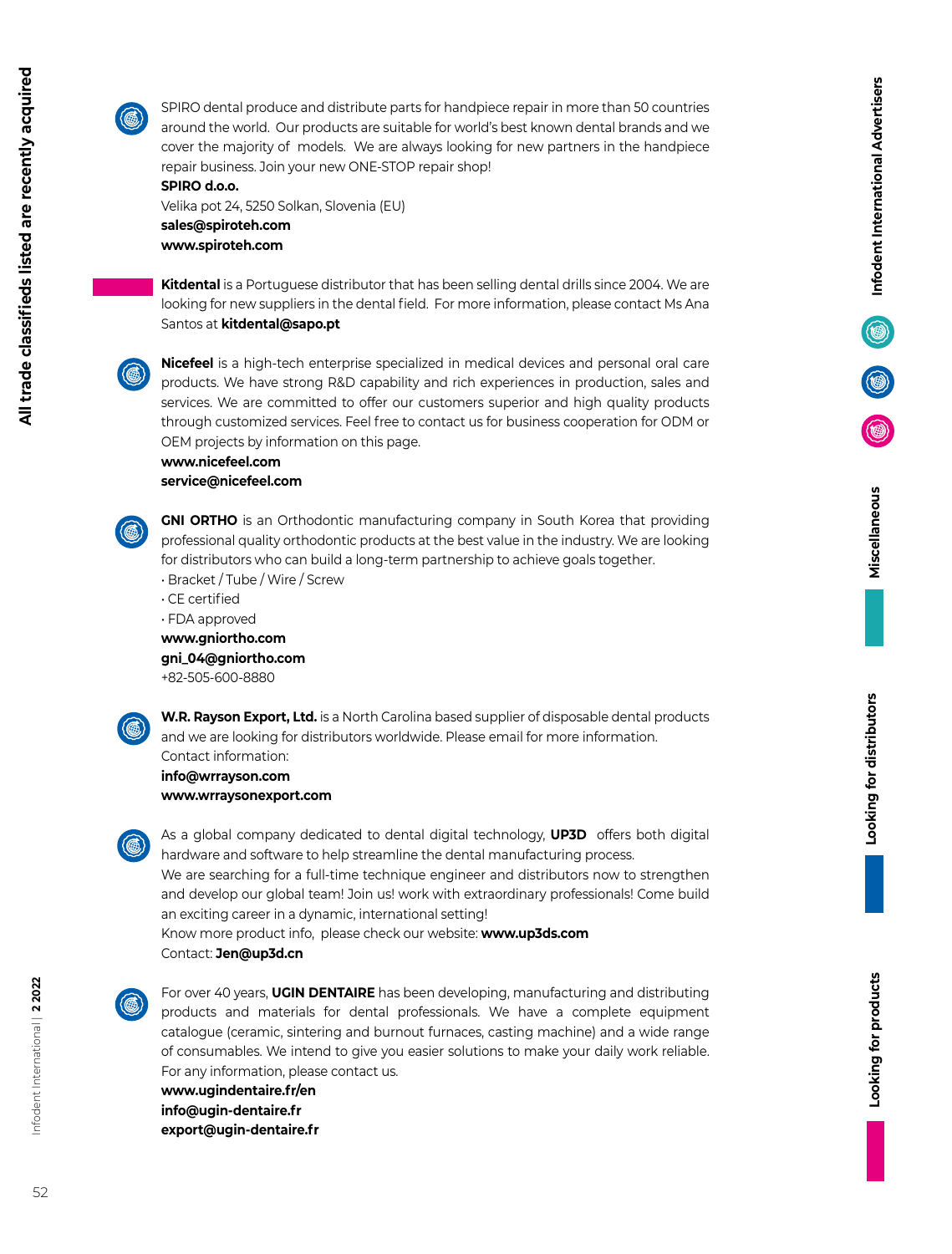SPIRO dental produce and distribute parts for handpiece repair in more than 50 countries around the world. Our products are suitable for world's best known dental brands and we cover the majority of models. We are always looking for new partners in the handpiece repair business. Join your new ONE-STOP repair shop!
**SPIRO d.o.o.**
Velika pot 24, 5250 Solkan, Slovenia (EU)
**sales@spiroteh.com**
**www.spiroteh.com**

**Kitdental** is a Portuguese distributor that has been selling dental drills since 2004. We are looking for new suppliers in the dental field. For more information, please contact Ms Ana Santos at **kitdental@sapo.pt**

**Nicefeel** is a high-tech enterprise specialized in medical devices and personal oral care products. We have strong R&D capability and rich experiences in production, sales and services. We are committed to offer our customers superior and high quality products through customized services. Feel free to contact us for business cooperation for ODM or OEM projects by information on this page.
**www.nicefeel.com**
**service@nicefeel.com**

**GNI ORTHO** is an Orthodontic manufacturing company in South Korea that providing professional quality orthodontic products at the best value in the industry. We are looking for distributors who can build a long-term partnership to achieve goals together.
- Bracket / Tube / Wire / Screw
- CE certified
- FDA approved

**www.gniortho.com**
**gni_04@gniortho.com**
+82-505-600-8880

**W.R. Rayson Export, Ltd.** is a North Carolina based supplier of disposable dental products and we are looking for distributors worldwide. Please email for more information.
Contact information:
**info@wrrayson.com**
**www.wrraysonexport.com**

As a global company dedicated to dental digital technology, **UP3D** offers both digital hardware and software to help streamline the dental manufacturing process.
We are searching for a full-time technique engineer and distributors now to strengthen and develop our global team! Join us! work with extraordinary professionals! Come build an exciting career in a dynamic, international setting!
Know more product info, please check our website: **www.up3ds.com**
Contact: **Jen@up3d.cn**

For over 40 years, **UGIN DENTAIRE** has been developing, manufacturing and distributing products and materials for dental professionals. We have a complete equipment catalogue (ceramic, sintering and burnout furnaces, casting machine) and a wide range of consumables. We intend to give you easier solutions to make your daily work reliable. For any information, please contact us.
**www.ugindentaire.fr/en**
**info@ugin-dentaire.fr**
**export@ugin-dentaire.fr**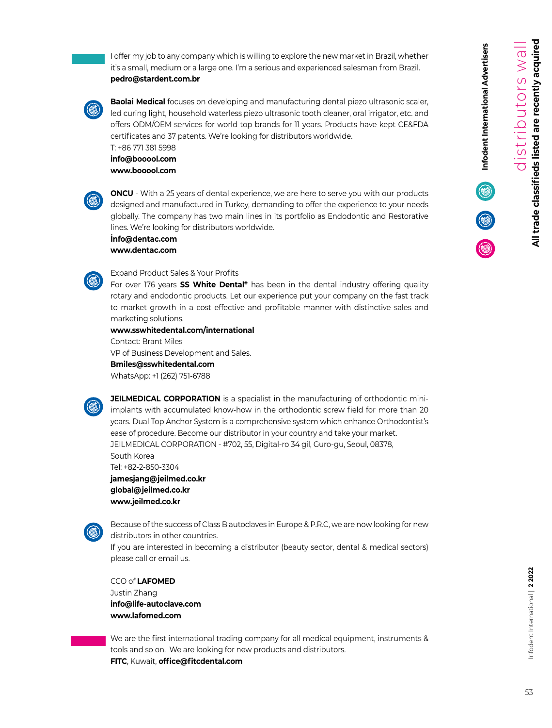I offer my job to any company which is willing to explore the new market in Brazil, whether it's a small, medium or a large one. I'm a serious and experienced salesman from Brazil.
**pedro@stardent.com.br**

**Baolai Medical** focuses on developing and manufacturing dental piezo ultrasonic scaler, led curing light, household waterless piezo ultrasonic tooth cleaner, oral irrigator, etc. and offers ODM/OEM services for world top brands for 11 years. Products have kept CE&FDA certificates and 37 patents. We're looking for distributors worldwide.
T: +86 771 381 5998
**info@booool.com**
**www.booool.com**

**ONCU** - With a 25 years of dental experience, we are here to serve you with our products designed and manufactured in Turkey, demanding to offer the experience to your needs globally. The company has two main lines in its portfolio as Endodontic and Restorative lines. We're looking for distributors worldwide.
**İnfo@dentac.com**
**www.dentac.com**

Expand Product Sales & Your Profits
For over 176 years **SS White Dental®** has been in the dental industry offering quality rotary and endodontic products. Let our experience put your company on the fast track to market growth in a cost effective and profitable manner with distinctive sales and marketing solutions.
**www.sswhitedental.com/international**
Contact: Brant Miles
VP of Business Development and Sales.
**Bmiles@sswhitedental.com**
WhatsApp: +1 (262) 751-6788

**JEILMEDICAL CORPORATION** is a specialist in the manufacturing of orthodontic mini-implants with accumulated know-how in the orthodontic screw field for more than 20 years. Dual Top Anchor System is a comprehensive system which enhance Orthodontist's ease of procedure. Become our distributor in your country and take your market.
JEILMEDICAL CORPORATION - #702, 55, Digital-ro 34 gil, Guro-gu, Seoul, 08378, South Korea
Tel: +82-2-850-3304
**jamesjang@jeilmed.co.kr**
**global@jeilmed.co.kr**
**www.jeilmed.co.kr**

Because of the success of Class B autoclaves in Europe & P.R.C, we are now looking for new distributors in other countries.
If you are interested in becoming a distributor (beauty sector, dental & medical sectors) please call or email us.

CCO of **LAFOMED**
Justin Zhang
**info@life-autoclave.com**
**www.lafomed.com**

We are the first international trading company for all medical equipment, instruments & tools and so on. We are looking for new products and distributors.
**FITC**, Kuwait, **office@fitcdental.com**

Infodent International Advertisers

distributors wall

**All trade classifieds listed are recently acquired**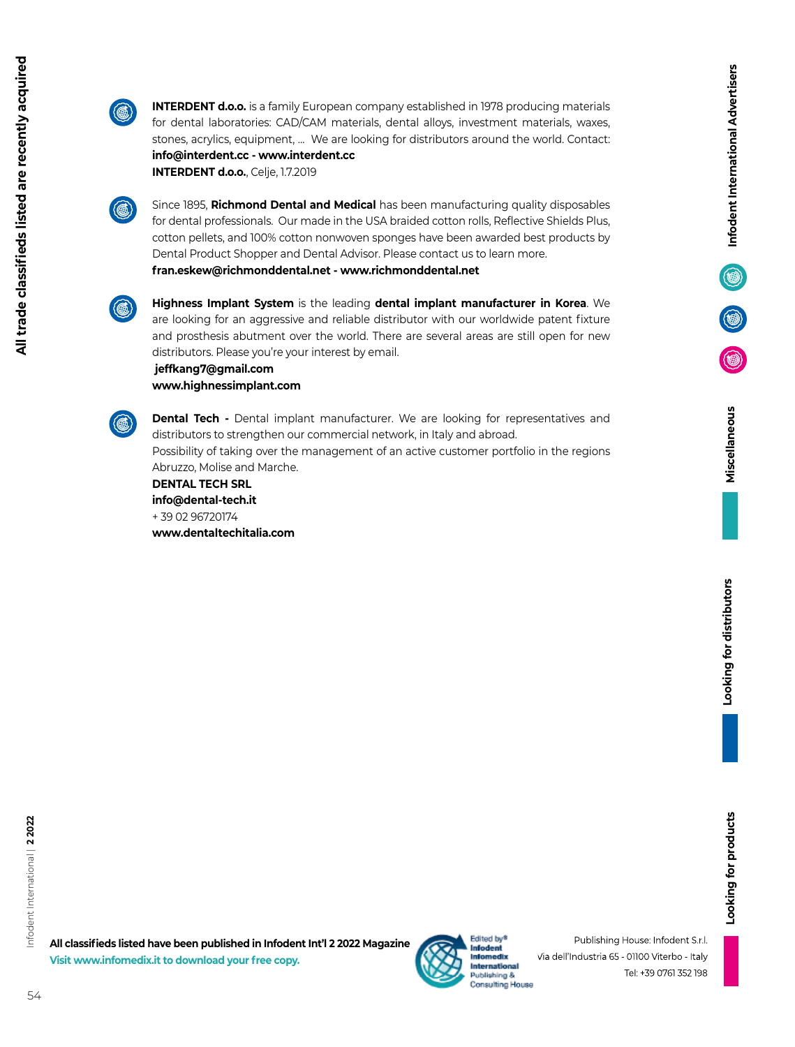**INTERDENT d.o.o.** is a family European company established in 1978 producing materials for dental laboratories: CAD/CAM materials, dental alloys, investment materials, waxes, stones, acrylics, equipment, ... We are looking for distributors around the world. Contact:
**info@interdent.cc - www.interdent.cc**
**INTERDENT d.o.o.**, Celje, 1.7.2019

Since 1895, **Richmond Dental and Medical** has been manufacturing quality disposables for dental professionals. Our made in the USA braided cotton rolls, Reflective Shields Plus, cotton pellets, and 100% cotton nonwoven sponges have been awarded best products by Dental Product Shopper and Dental Advisor. Please contact us to learn more.
**fran.eskew@richmonddental.net - www.richmonddental.net**

**Highness Implant System** is the leading **dental implant manufacturer in Korea**. We are looking for an aggressive and reliable distributor with our worldwide patent fixture and prosthesis abutment over the world. There are several areas are still open for new distributors. Please you're your interest by email.
**jeffkang7@gmail.com**
**www.highnessimplant.com**

**Dental Tech -** Dental implant manufacturer. We are looking for representatives and distributors to strengthen our commercial network, in Italy and abroad.
Possibility of taking over the management of an active customer portfolio in the regions Abruzzo, Molise and Marche.
**DENTAL TECH SRL**
**info@dental-tech.it**
+ 39 02 96720174
**www.dentaltechitalia.com**

**All classifieds listed have been published in Infodent Int'l 2 2022 Magazine**
**Visit www.infomedix.it to download your free copy.**

Edited by Infodent Infomedix International Publishing & Consulting House

Publishing House: Infodent S.r.l.
Via dell'Industria 65 - 01100 Viterbo - Italy
Tel: +39 0761 352 198